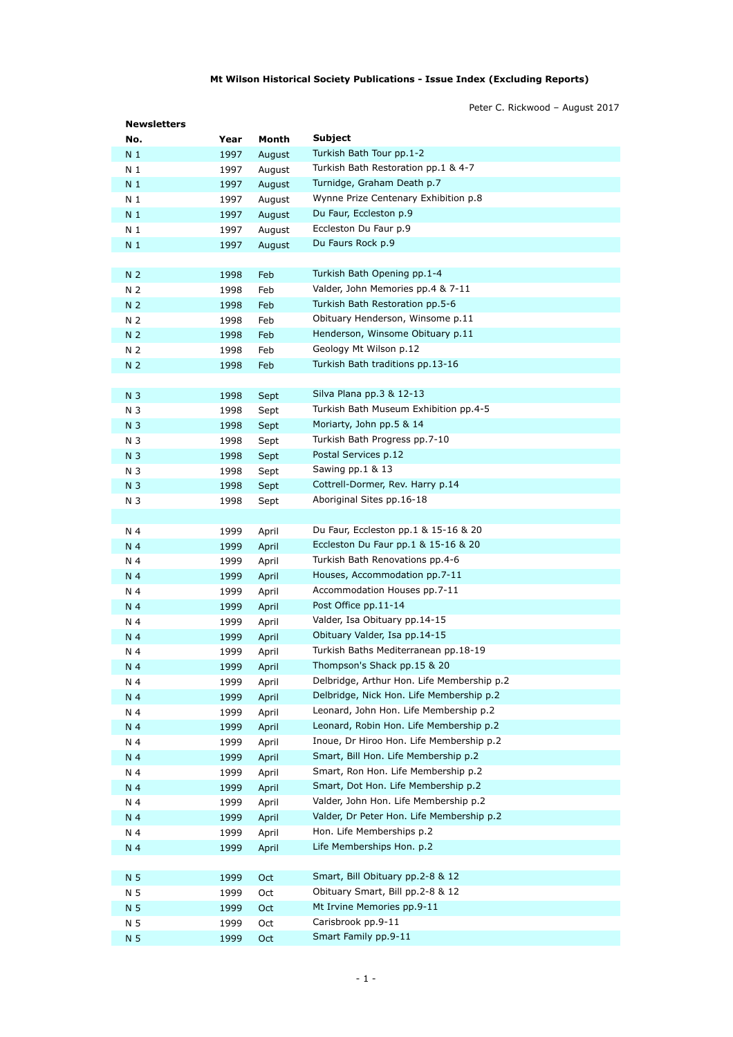**Mt Wilson Historical Society Publications - Issue Index (Excluding Reports)**

Peter C. Rickwood – August 2017

**Newsletters**

| No. | Year | Month | Subject |
|---|---|---|---|
| N 1 | 1997 | August | Turkish Bath Tour pp.1-2 |
| N 1 | 1997 | August | Turkish Bath Restoration pp.1 & 4-7 |
| N 1 | 1997 | August | Turnidge, Graham Death p.7 |
| N 1 | 1997 | August | Wynne Prize Centenary Exhibition p.8 |
| N 1 | 1997 | August | Du Faur, Eccleston p.9 |
| N 1 | 1997 | August | Eccleston Du Faur p.9 |
| N 1 | 1997 | August | Du Faurs Rock p.9 |
| | | | |
| N 2 | 1998 | Feb | Turkish Bath Opening pp.1-4 |
| N 2 | 1998 | Feb | Valder, John Memories pp.4 & 7-11 |
| N 2 | 1998 | Feb | Turkish Bath Restoration pp.5-6 |
| N 2 | 1998 | Feb | Obituary Henderson, Winsome p.11 |
| N 2 | 1998 | Feb | Henderson, Winsome Obituary p.11 |
| N 2 | 1998 | Feb | Geology Mt Wilson p.12 |
| N 2 | 1998 | Feb | Turkish Bath traditions pp.13-16 |
| | | | |
| N 3 | 1998 | Sept | Silva Plana pp.3 & 12-13 |
| N 3 | 1998 | Sept | Turkish Bath Museum Exhibition pp.4-5 |
| N 3 | 1998 | Sept | Moriarty, John pp.5 & 14 |
| N 3 | 1998 | Sept | Turkish Bath Progress pp.7-10 |
| N 3 | 1998 | Sept | Postal Services p.12 |
| N 3 | 1998 | Sept | Sawing pp.1 & 13 |
| N 3 | 1998 | Sept | Cottrell-Dormer, Rev. Harry p.14 |
| N 3 | 1998 | Sept | Aboriginal Sites pp.16-18 |
| | | | |
| N 4 | 1999 | April | Du Faur, Eccleston pp.1 & 15-16 & 20 |
| N 4 | 1999 | April | Eccleston Du Faur pp.1 & 15-16 & 20 |
| N 4 | 1999 | April | Turkish Bath Renovations pp.4-6 |
| N 4 | 1999 | April | Houses, Accommodation pp.7-11 |
| N 4 | 1999 | April | Accommodation Houses pp.7-11 |
| N 4 | 1999 | April | Post Office pp.11-14 |
| N 4 | 1999 | April | Valder, Isa Obituary pp.14-15 |
| N 4 | 1999 | April | Obituary Valder, Isa pp.14-15 |
| N 4 | 1999 | April | Turkish Baths Mediterranean pp.18-19 |
| N 4 | 1999 | April | Thompson's Shack pp.15 & 20 |
| N 4 | 1999 | April | Delbridge, Arthur Hon. Life Membership p.2 |
| N 4 | 1999 | April | Delbridge, Nick Hon. Life Membership p.2 |
| N 4 | 1999 | April | Leonard, John Hon. Life Membership p.2 |
| N 4 | 1999 | April | Leonard, Robin Hon. Life Membership p.2 |
| N 4 | 1999 | April | Inoue, Dr Hiroo Hon. Life Membership p.2 |
| N 4 | 1999 | April | Smart, Bill Hon. Life Membership p.2 |
| N 4 | 1999 | April | Smart, Ron Hon. Life Membership p.2 |
| N 4 | 1999 | April | Smart, Dot Hon. Life Membership p.2 |
| N 4 | 1999 | April | Valder, John Hon. Life Membership p.2 |
| N 4 | 1999 | April | Valder, Dr Peter Hon. Life Membership p.2 |
| N 4 | 1999 | April | Hon. Life Memberships p.2 |
| N 4 | 1999 | April | Life Memberships Hon. p.2 |
| | | | |
| N 5 | 1999 | Oct | Smart, Bill Obituary pp.2-8 & 12 |
| N 5 | 1999 | Oct | Obituary Smart, Bill pp.2-8 & 12 |
| N 5 | 1999 | Oct | Mt Irvine Memories pp.9-11 |
| N 5 | 1999 | Oct | Carisbrook pp.9-11 |
| N 5 | 1999 | Oct | Smart Family pp.9-11 |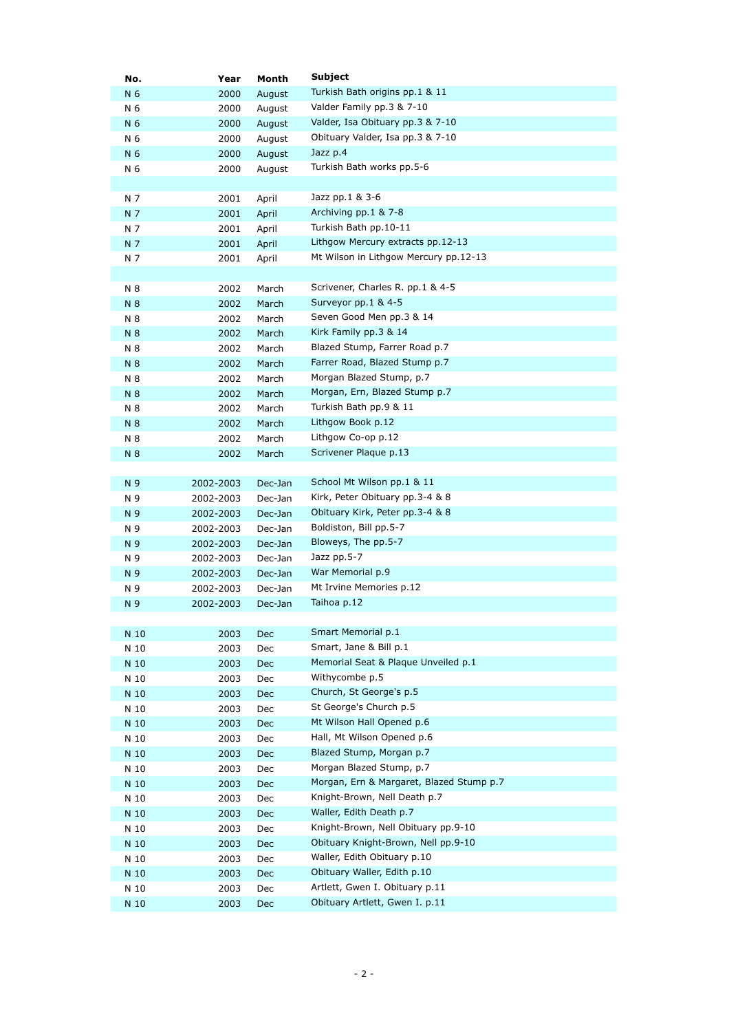| No. | Year | Month | Subject |
|---|---|---|---|
| N 6 | 2000 | August | Turkish Bath origins pp.1 & 11 |
| N 6 | 2000 | August | Valder Family pp.3 & 7-10 |
| N 6 | 2000 | August | Valder, Isa Obituary pp.3 & 7-10 |
| N 6 | 2000 | August | Obituary Valder, Isa pp.3 & 7-10 |
| N 6 | 2000 | August | Jazz p.4 |
| N 6 | 2000 | August | Turkish Bath works pp.5-6 |
| | | | |
| N 7 | 2001 | April | Jazz pp.1 & 3-6 |
| N 7 | 2001 | April | Archiving pp.1 & 7-8 |
| N 7 | 2001 | April | Turkish Bath pp.10-11 |
| N 7 | 2001 | April | Lithgow Mercury extracts pp.12-13 |
| N 7 | 2001 | April | Mt Wilson in Lithgow Mercury pp.12-13 |
| | | | |
| N 8 | 2002 | March | Scrivener, Charles R. pp.1 & 4-5 |
| N 8 | 2002 | March | Surveyor pp.1 & 4-5 |
| N 8 | 2002 | March | Seven Good Men pp.3 & 14 |
| N 8 | 2002 | March | Kirk Family pp.3 & 14 |
| N 8 | 2002 | March | Blazed Stump, Farrer Road p.7 |
| N 8 | 2002 | March | Farrer Road, Blazed Stump p.7 |
| N 8 | 2002 | March | Morgan Blazed Stump, p.7 |
| N 8 | 2002 | March | Morgan, Ern, Blazed Stump p.7 |
| N 8 | 2002 | March | Turkish Bath pp.9 & 11 |
| N 8 | 2002 | March | Lithgow Book p.12 |
| N 8 | 2002 | March | Lithgow Co-op p.12 |
| N 8 | 2002 | March | Scrivener Plaque p.13 |
| | | | |
| N 9 | 2002-2003 | Dec-Jan | School Mt Wilson pp.1 & 11 |
| N 9 | 2002-2003 | Dec-Jan | Kirk, Peter Obituary pp.3-4 & 8 |
| N 9 | 2002-2003 | Dec-Jan | Obituary Kirk, Peter pp.3-4 & 8 |
| N 9 | 2002-2003 | Dec-Jan | Boldiston, Bill pp.5-7 |
| N 9 | 2002-2003 | Dec-Jan | Bloweys, The pp.5-7 |
| N 9 | 2002-2003 | Dec-Jan | Jazz pp.5-7 |
| N 9 | 2002-2003 | Dec-Jan | War Memorial p.9 |
| N 9 | 2002-2003 | Dec-Jan | Mt Irvine Memories p.12 |
| N 9 | 2002-2003 | Dec-Jan | Taihoa p.12 |
| | | | |
| N 10 | 2003 | Dec | Smart Memorial p.1 |
| N 10 | 2003 | Dec | Smart, Jane & Bill p.1 |
| N 10 | 2003 | Dec | Memorial Seat & Plaque Unveiled p.1 |
| N 10 | 2003 | Dec | Withycombe p.5 |
| N 10 | 2003 | Dec | Church, St George's p.5 |
| N 10 | 2003 | Dec | St George's Church p.5 |
| N 10 | 2003 | Dec | Mt Wilson Hall Opened p.6 |
| N 10 | 2003 | Dec | Hall, Mt Wilson Opened p.6 |
| N 10 | 2003 | Dec | Blazed Stump, Morgan p.7 |
| N 10 | 2003 | Dec | Morgan Blazed Stump, p.7 |
| N 10 | 2003 | Dec | Morgan, Ern & Margaret, Blazed Stump p.7 |
| N 10 | 2003 | Dec | Knight-Brown, Nell Death p.7 |
| N 10 | 2003 | Dec | Waller, Edith Death p.7 |
| N 10 | 2003 | Dec | Knight-Brown, Nell Obituary pp.9-10 |
| N 10 | 2003 | Dec | Obituary Knight-Brown, Nell pp.9-10 |
| N 10 | 2003 | Dec | Waller, Edith Obituary p.10 |
| N 10 | 2003 | Dec | Obituary Waller, Edith p.10 |
| N 10 | 2003 | Dec | Artlett, Gwen I. Obituary p.11 |
| N 10 | 2003 | Dec | Obituary Artlett, Gwen I. p.11 |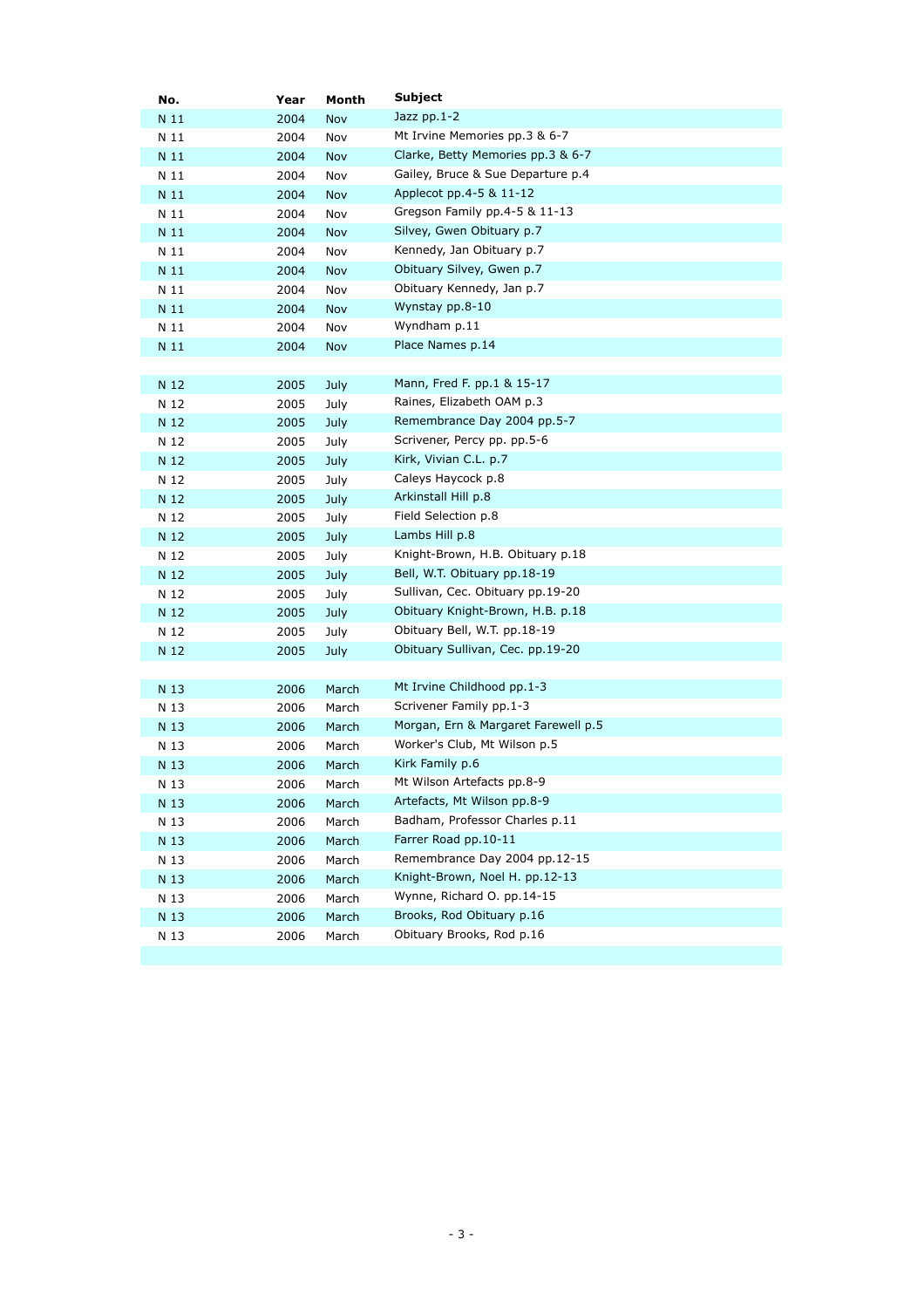| No. | Year | Month | Subject |
|---|---|---|---|
| N 11 | 2004 | Nov | Jazz pp.1-2 |
| N 11 | 2004 | Nov | Mt Irvine Memories pp.3 & 6-7 |
| N 11 | 2004 | Nov | Clarke, Betty Memories pp.3 & 6-7 |
| N 11 | 2004 | Nov | Gailey, Bruce & Sue Departure p.4 |
| N 11 | 2004 | Nov | Applecot pp.4-5 & 11-12 |
| N 11 | 2004 | Nov | Gregson Family pp.4-5 & 11-13 |
| N 11 | 2004 | Nov | Silvey, Gwen Obituary p.7 |
| N 11 | 2004 | Nov | Kennedy, Jan Obituary p.7 |
| N 11 | 2004 | Nov | Obituary Silvey, Gwen p.7 |
| N 11 | 2004 | Nov | Obituary Kennedy, Jan p.7 |
| N 11 | 2004 | Nov | Wynstay pp.8-10 |
| N 11 | 2004 | Nov | Wyndham p.11 |
| N 11 | 2004 | Nov | Place Names p.14 |
| | | | |
| N 12 | 2005 | July | Mann, Fred F. pp.1 & 15-17 |
| N 12 | 2005 | July | Raines, Elizabeth OAM p.3 |
| N 12 | 2005 | July | Remembrance Day 2004 pp.5-7 |
| N 12 | 2005 | July | Scrivener, Percy pp. pp.5-6 |
| N 12 | 2005 | July | Kirk, Vivian C.L. p.7 |
| N 12 | 2005 | July | Caleys Haycock p.8 |
| N 12 | 2005 | July | Arkinstall Hill p.8 |
| N 12 | 2005 | July | Field Selection p.8 |
| N 12 | 2005 | July | Lambs Hill p.8 |
| N 12 | 2005 | July | Knight-Brown, H.B. Obituary p.18 |
| N 12 | 2005 | July | Bell, W.T. Obituary pp.18-19 |
| N 12 | 2005 | July | Sullivan, Cec. Obituary pp.19-20 |
| N 12 | 2005 | July | Obituary Knight-Brown, H.B. p.18 |
| N 12 | 2005 | July | Obituary Bell, W.T. pp.18-19 |
| N 12 | 2005 | July | Obituary Sullivan, Cec. pp.19-20 |
| | | | |
| N 13 | 2006 | March | Mt Irvine Childhood pp.1-3 |
| N 13 | 2006 | March | Scrivener Family pp.1-3 |
| N 13 | 2006 | March | Morgan, Ern & Margaret Farewell p.5 |
| N 13 | 2006 | March | Worker's Club, Mt Wilson p.5 |
| N 13 | 2006 | March | Kirk Family p.6 |
| N 13 | 2006 | March | Mt Wilson Artefacts pp.8-9 |
| N 13 | 2006 | March | Artefacts, Mt Wilson pp.8-9 |
| N 13 | 2006 | March | Badham, Professor Charles p.11 |
| N 13 | 2006 | March | Farrer Road pp.10-11 |
| N 13 | 2006 | March | Remembrance Day 2004 pp.12-15 |
| N 13 | 2006 | March | Knight-Brown, Noel H. pp.12-13 |
| N 13 | 2006 | March | Wynne, Richard O. pp.14-15 |
| N 13 | 2006 | March | Brooks, Rod Obituary p.16 |
| N 13 | 2006 | March | Obituary Brooks, Rod p.16 |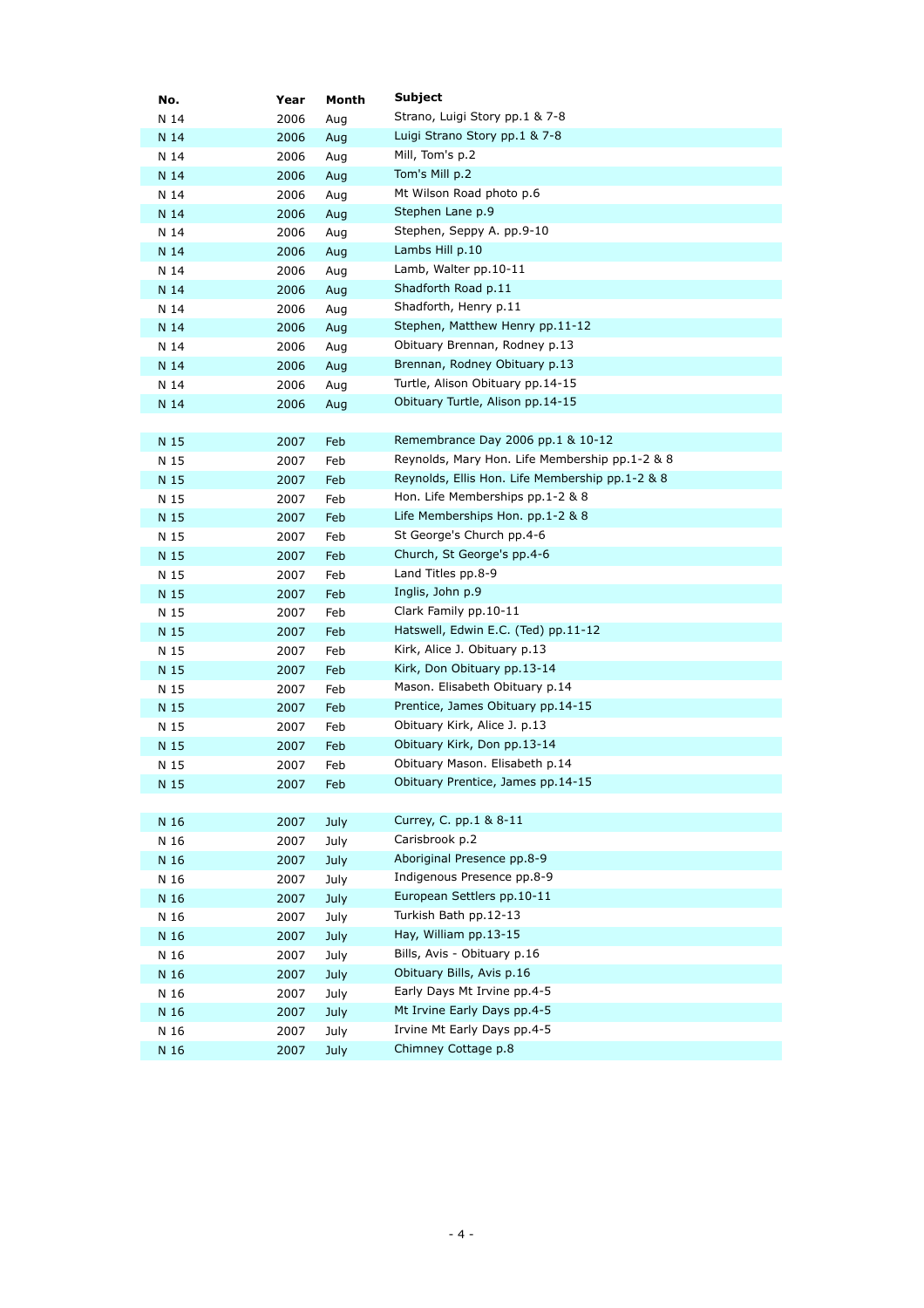| No. | Year | Month | Subject |
|---|---|---|---|
| N 14 | 2006 | Aug | Strano, Luigi Story pp.1 & 7-8 |
| N 14 | 2006 | Aug | Luigi Strano Story pp.1 & 7-8 |
| N 14 | 2006 | Aug | Mill, Tom's p.2 |
| N 14 | 2006 | Aug | Tom's Mill p.2 |
| N 14 | 2006 | Aug | Mt Wilson Road photo p.6 |
| N 14 | 2006 | Aug | Stephen Lane p.9 |
| N 14 | 2006 | Aug | Stephen, Seppy A. pp.9-10 |
| N 14 | 2006 | Aug | Lambs Hill p.10 |
| N 14 | 2006 | Aug | Lamb, Walter pp.10-11 |
| N 14 | 2006 | Aug | Shadforth Road p.11 |
| N 14 | 2006 | Aug | Shadforth, Henry p.11 |
| N 14 | 2006 | Aug | Stephen, Matthew Henry pp.11-12 |
| N 14 | 2006 | Aug | Obituary Brennan, Rodney p.13 |
| N 14 | 2006 | Aug | Brennan, Rodney Obituary p.13 |
| N 14 | 2006 | Aug | Turtle, Alison Obituary pp.14-15 |
| N 14 | 2006 | Aug | Obituary Turtle, Alison pp.14-15 |
| | | | |
| N 15 | 2007 | Feb | Remembrance Day 2006 pp.1 & 10-12 |
| N 15 | 2007 | Feb | Reynolds, Mary Hon. Life Membership pp.1-2 & 8 |
| N 15 | 2007 | Feb | Reynolds, Ellis Hon. Life Membership pp.1-2 & 8 |
| N 15 | 2007 | Feb | Hon. Life Memberships pp.1-2 & 8 |
| N 15 | 2007 | Feb | Life Memberships Hon. pp.1-2 & 8 |
| N 15 | 2007 | Feb | St George's Church pp.4-6 |
| N 15 | 2007 | Feb | Church, St George's pp.4-6 |
| N 15 | 2007 | Feb | Land Titles pp.8-9 |
| N 15 | 2007 | Feb | Inglis, John p.9 |
| N 15 | 2007 | Feb | Clark Family pp.10-11 |
| N 15 | 2007 | Feb | Hatswell, Edwin E.C. (Ted) pp.11-12 |
| N 15 | 2007 | Feb | Kirk, Alice J. Obituary p.13 |
| N 15 | 2007 | Feb | Kirk, Don Obituary pp.13-14 |
| N 15 | 2007 | Feb | Mason. Elisabeth Obituary p.14 |
| N 15 | 2007 | Feb | Prentice, James Obituary pp.14-15 |
| N 15 | 2007 | Feb | Obituary Kirk, Alice J. p.13 |
| N 15 | 2007 | Feb | Obituary Kirk, Don pp.13-14 |
| N 15 | 2007 | Feb | Obituary Mason. Elisabeth p.14 |
| N 15 | 2007 | Feb | Obituary Prentice, James pp.14-15 |
| | | | |
| N 16 | 2007 | July | Currey, C. pp.1 & 8-11 |
| N 16 | 2007 | July | Carisbrook p.2 |
| N 16 | 2007 | July | Aboriginal Presence pp.8-9 |
| N 16 | 2007 | July | Indigenous Presence pp.8-9 |
| N 16 | 2007 | July | European Settlers pp.10-11 |
| N 16 | 2007 | July | Turkish Bath pp.12-13 |
| N 16 | 2007 | July | Hay, William pp.13-15 |
| N 16 | 2007 | July | Bills, Avis - Obituary p.16 |
| N 16 | 2007 | July | Obituary Bills, Avis p.16 |
| N 16 | 2007 | July | Early Days Mt Irvine pp.4-5 |
| N 16 | 2007 | July | Mt Irvine Early Days pp.4-5 |
| N 16 | 2007 | July | Irvine Mt Early Days pp.4-5 |
| N 16 | 2007 | July | Chimney Cottage p.8 |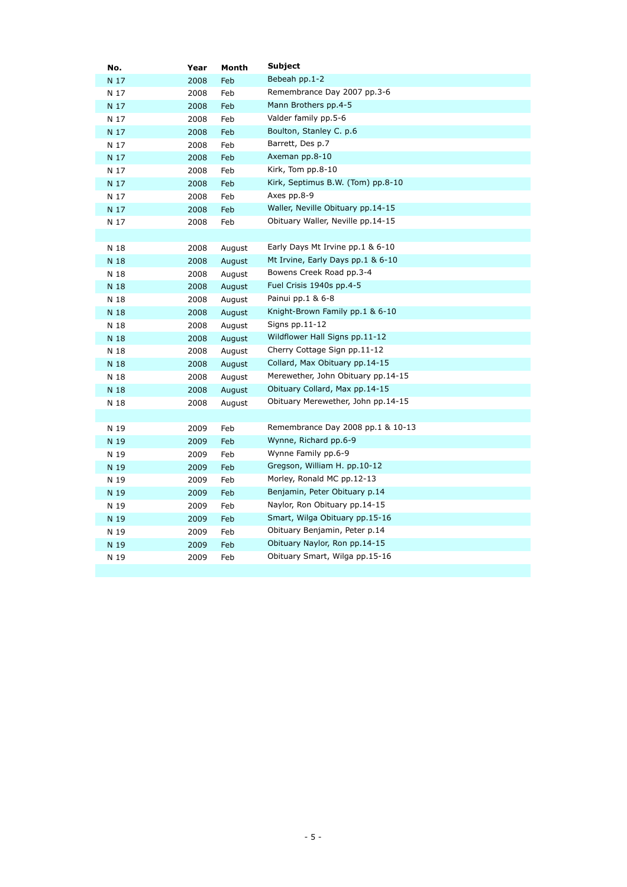| No. | Year | Month | Subject |
|---|---|---|---|
| N 17 | 2008 | Feb | Bebeah pp.1-2 |
| N 17 | 2008 | Feb | Remembrance Day 2007 pp.3-6 |
| N 17 | 2008 | Feb | Mann Brothers pp.4-5 |
| N 17 | 2008 | Feb | Valder family pp.5-6 |
| N 17 | 2008 | Feb | Boulton, Stanley C. p.6 |
| N 17 | 2008 | Feb | Barrett, Des p.7 |
| N 17 | 2008 | Feb | Axeman pp.8-10 |
| N 17 | 2008 | Feb | Kirk, Tom pp.8-10 |
| N 17 | 2008 | Feb | Kirk, Septimus B.W. (Tom) pp.8-10 |
| N 17 | 2008 | Feb | Axes pp.8-9 |
| N 17 | 2008 | Feb | Waller, Neville Obituary pp.14-15 |
| N 17 | 2008 | Feb | Obituary Waller, Neville pp.14-15 |
| | | | |
| N 18 | 2008 | August | Early Days Mt Irvine pp.1 & 6-10 |
| N 18 | 2008 | August | Mt Irvine, Early Days pp.1 & 6-10 |
| N 18 | 2008 | August | Bowens Creek Road pp.3-4 |
| N 18 | 2008 | August | Fuel Crisis 1940s pp.4-5 |
| N 18 | 2008 | August | Painui pp.1 & 6-8 |
| N 18 | 2008 | August | Knight-Brown Family pp.1 & 6-10 |
| N 18 | 2008 | August | Signs pp.11-12 |
| N 18 | 2008 | August | Wildflower Hall Signs pp.11-12 |
| N 18 | 2008 | August | Cherry Cottage Sign pp.11-12 |
| N 18 | 2008 | August | Collard, Max Obituary pp.14-15 |
| N 18 | 2008 | August | Merewether, John Obituary pp.14-15 |
| N 18 | 2008 | August | Obituary Collard, Max pp.14-15 |
| N 18 | 2008 | August | Obituary Merewether, John pp.14-15 |
| | | | |
| N 19 | 2009 | Feb | Remembrance Day 2008 pp.1 & 10-13 |
| N 19 | 2009 | Feb | Wynne, Richard pp.6-9 |
| N 19 | 2009 | Feb | Wynne Family pp.6-9 |
| N 19 | 2009 | Feb | Gregson, William H. pp.10-12 |
| N 19 | 2009 | Feb | Morley, Ronald MC pp.12-13 |
| N 19 | 2009 | Feb | Benjamin, Peter Obituary p.14 |
| N 19 | 2009 | Feb | Naylor, Ron Obituary pp.14-15 |
| N 19 | 2009 | Feb | Smart, Wilga Obituary pp.15-16 |
| N 19 | 2009 | Feb | Obituary Benjamin, Peter p.14 |
| N 19 | 2009 | Feb | Obituary Naylor, Ron pp.14-15 |
| N 19 | 2009 | Feb | Obituary Smart, Wilga pp.15-16 |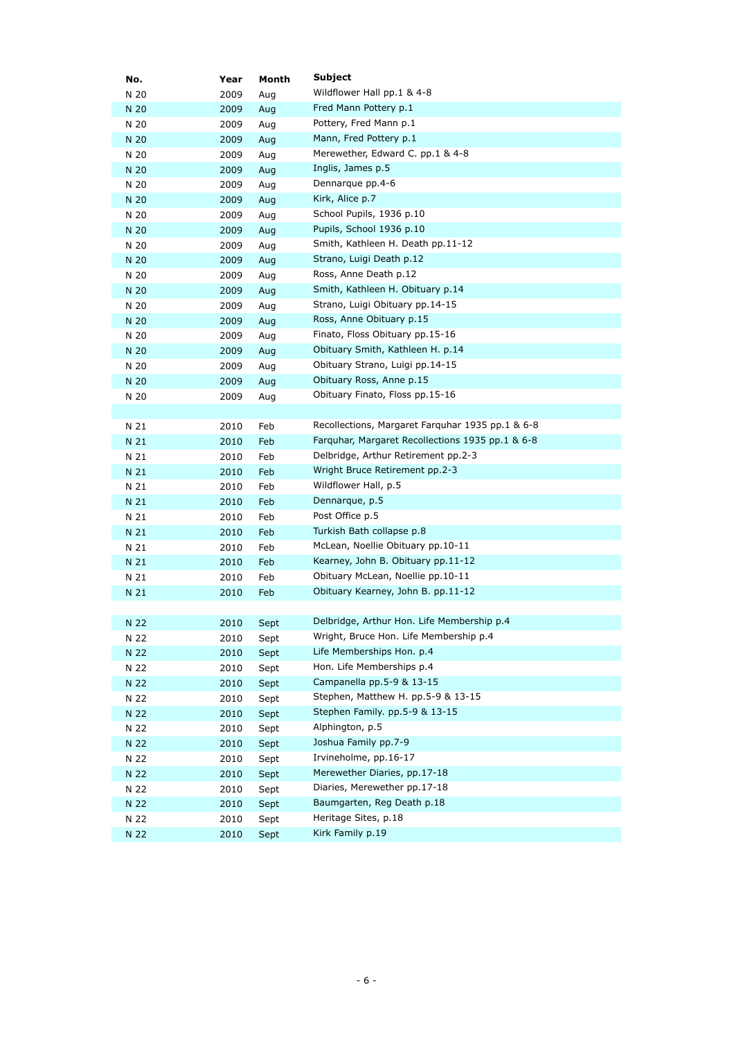| No. | Year | Month | Subject |
|---|---|---|---|
| N 20 | 2009 | Aug | Wildflower Hall pp.1 & 4-8 |
| N 20 | 2009 | Aug | Fred Mann Pottery p.1 |
| N 20 | 2009 | Aug | Pottery, Fred Mann p.1 |
| N 20 | 2009 | Aug | Mann, Fred Pottery p.1 |
| N 20 | 2009 | Aug | Merewether, Edward C. pp.1 & 4-8 |
| N 20 | 2009 | Aug | Inglis, James p.5 |
| N 20 | 2009 | Aug | Dennarque pp.4-6 |
| N 20 | 2009 | Aug | Kirk, Alice p.7 |
| N 20 | 2009 | Aug | School Pupils, 1936 p.10 |
| N 20 | 2009 | Aug | Pupils, School 1936 p.10 |
| N 20 | 2009 | Aug | Smith, Kathleen H. Death pp.11-12 |
| N 20 | 2009 | Aug | Strano, Luigi Death p.12 |
| N 20 | 2009 | Aug | Ross, Anne Death p.12 |
| N 20 | 2009 | Aug | Smith, Kathleen H. Obituary p.14 |
| N 20 | 2009 | Aug | Strano, Luigi Obituary pp.14-15 |
| N 20 | 2009 | Aug | Ross, Anne Obituary p.15 |
| N 20 | 2009 | Aug | Finato, Floss Obituary pp.15-16 |
| N 20 | 2009 | Aug | Obituary Smith, Kathleen H. p.14 |
| N 20 | 2009 | Aug | Obituary Strano, Luigi pp.14-15 |
| N 20 | 2009 | Aug | Obituary Ross, Anne p.15 |
| N 20 | 2009 | Aug | Obituary Finato, Floss pp.15-16 |
| | | | |
| N 21 | 2010 | Feb | Recollections, Margaret Farquhar 1935 pp.1 & 6-8 |
| N 21 | 2010 | Feb | Farquhar, Margaret Recollections 1935 pp.1 & 6-8 |
| N 21 | 2010 | Feb | Delbridge, Arthur Retirement pp.2-3 |
| N 21 | 2010 | Feb | Wright Bruce Retirement pp.2-3 |
| N 21 | 2010 | Feb | Wildflower Hall, p.5 |
| N 21 | 2010 | Feb | Dennarque, p.5 |
| N 21 | 2010 | Feb | Post Office p.5 |
| N 21 | 2010 | Feb | Turkish Bath collapse p.8 |
| N 21 | 2010 | Feb | McLean, Noellie Obituary pp.10-11 |
| N 21 | 2010 | Feb | Kearney, John B. Obituary pp.11-12 |
| N 21 | 2010 | Feb | Obituary McLean, Noellie pp.10-11 |
| N 21 | 2010 | Feb | Obituary Kearney, John B. pp.11-12 |
| | | | |
| N 22 | 2010 | Sept | Delbridge, Arthur Hon. Life Membership p.4 |
| N 22 | 2010 | Sept | Wright, Bruce Hon. Life Membership p.4 |
| N 22 | 2010 | Sept | Life Memberships Hon. p.4 |
| N 22 | 2010 | Sept | Hon. Life Memberships p.4 |
| N 22 | 2010 | Sept | Campanella pp.5-9 & 13-15 |
| N 22 | 2010 | Sept | Stephen, Matthew H. pp.5-9 & 13-15 |
| N 22 | 2010 | Sept | Stephen Family. pp.5-9 & 13-15 |
| N 22 | 2010 | Sept | Alphington, p.5 |
| N 22 | 2010 | Sept | Joshua Family pp.7-9 |
| N 22 | 2010 | Sept | Irvineholme, pp.16-17 |
| N 22 | 2010 | Sept | Merewether Diaries, pp.17-18 |
| N 22 | 2010 | Sept | Diaries, Merewether pp.17-18 |
| N 22 | 2010 | Sept | Baumgarten, Reg Death p.18 |
| N 22 | 2010 | Sept | Heritage Sites, p.18 |
| N 22 | 2010 | Sept | Kirk Family p.19 |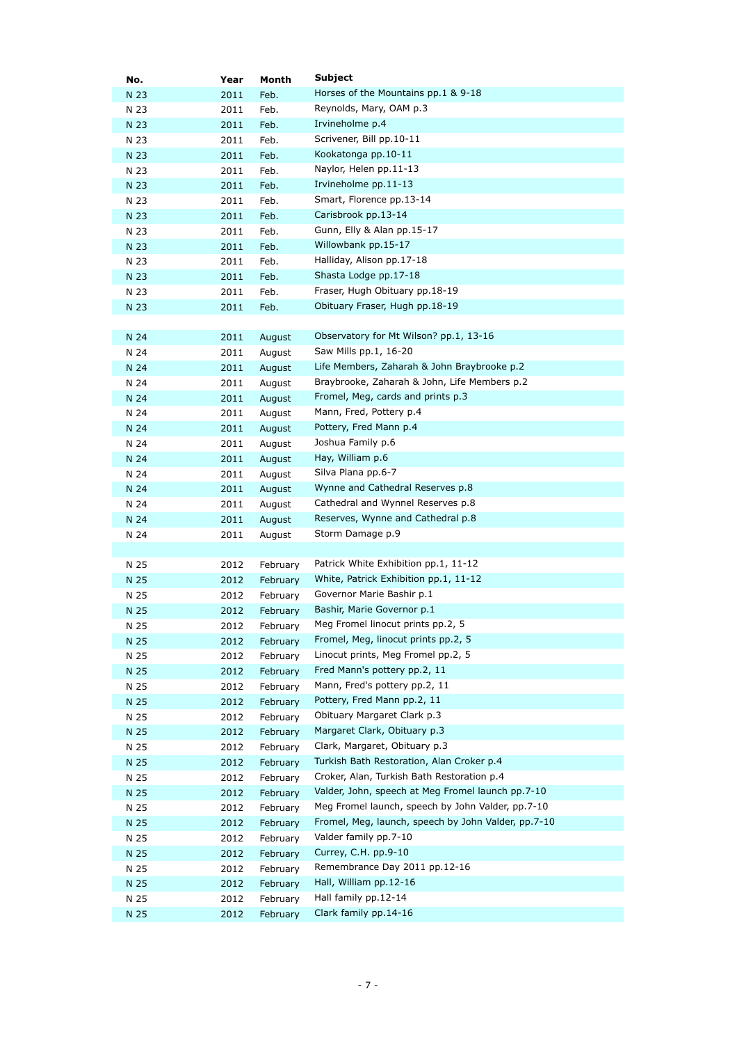| No. | Year | Month | Subject |
| --- | --- | --- | --- |
| N 23 | 2011 | Feb. | Horses of the Mountains pp.1 & 9-18 |
| N 23 | 2011 | Feb. | Reynolds, Mary, OAM p.3 |
| N 23 | 2011 | Feb. | Irvineholme p.4 |
| N 23 | 2011 | Feb. | Scrivener, Bill pp.10-11 |
| N 23 | 2011 | Feb. | Kookatonga pp.10-11 |
| N 23 | 2011 | Feb. | Naylor, Helen pp.11-13 |
| N 23 | 2011 | Feb. | Irvineholme pp.11-13 |
| N 23 | 2011 | Feb. | Smart, Florence pp.13-14 |
| N 23 | 2011 | Feb. | Carisbrook pp.13-14 |
| N 23 | 2011 | Feb. | Gunn, Elly & Alan pp.15-17 |
| N 23 | 2011 | Feb. | Willowbank pp.15-17 |
| N 23 | 2011 | Feb. | Halliday, Alison pp.17-18 |
| N 23 | 2011 | Feb. | Shasta Lodge pp.17-18 |
| N 23 | 2011 | Feb. | Fraser, Hugh Obituary pp.18-19 |
| N 23 | 2011 | Feb. | Obituary Fraser, Hugh pp.18-19 |
| | | | |
| N 24 | 2011 | August | Observatory for Mt Wilson? pp.1, 13-16 |
| N 24 | 2011 | August | Saw Mills pp.1, 16-20 |
| N 24 | 2011 | August | Life Members, Zaharah & John Braybrooke p.2 |
| N 24 | 2011 | August | Braybrooke, Zaharah & John, Life Members p.2 |
| N 24 | 2011 | August | Fromel, Meg, cards and prints p.3 |
| N 24 | 2011 | August | Mann, Fred, Pottery p.4 |
| N 24 | 2011 | August | Pottery, Fred Mann p.4 |
| N 24 | 2011 | August | Joshua Family p.6 |
| N 24 | 2011 | August | Hay, William p.6 |
| N 24 | 2011 | August | Silva Plana pp.6-7 |
| N 24 | 2011 | August | Wynne and Cathedral Reserves p.8 |
| N 24 | 2011 | August | Cathedral and Wynnel Reserves p.8 |
| N 24 | 2011 | August | Reserves, Wynne and Cathedral p.8 |
| N 24 | 2011 | August | Storm Damage p.9 |
| | | | |
| N 25 | 2012 | February | Patrick White Exhibition pp.1, 11-12 |
| N 25 | 2012 | February | White, Patrick Exhibition pp.1, 11-12 |
| N 25 | 2012 | February | Governor Marie Bashir p.1 |
| N 25 | 2012 | February | Bashir, Marie Governor p.1 |
| N 25 | 2012 | February | Meg Fromel linocut prints pp.2, 5 |
| N 25 | 2012 | February | Fromel, Meg, linocut prints pp.2, 5 |
| N 25 | 2012 | February | Linocut prints, Meg Fromel pp.2, 5 |
| N 25 | 2012 | February | Fred Mann's pottery pp.2, 11 |
| N 25 | 2012 | February | Mann, Fred's pottery pp.2, 11 |
| N 25 | 2012 | February | Pottery, Fred Mann pp.2, 11 |
| N 25 | 2012 | February | Obituary Margaret Clark p.3 |
| N 25 | 2012 | February | Margaret Clark, Obituary p.3 |
| N 25 | 2012 | February | Clark, Margaret, Obituary p.3 |
| N 25 | 2012 | February | Turkish Bath Restoration, Alan Croker p.4 |
| N 25 | 2012 | February | Croker, Alan, Turkish Bath Restoration p.4 |
| N 25 | 2012 | February | Valder, John, speech at Meg Fromel launch pp.7-10 |
| N 25 | 2012 | February | Meg Fromel launch, speech by John Valder, pp.7-10 |
| N 25 | 2012 | February | Fromel, Meg, launch, speech by John Valder, pp.7-10 |
| N 25 | 2012 | February | Valder family pp.7-10 |
| N 25 | 2012 | February | Currey, C.H. pp.9-10 |
| N 25 | 2012 | February | Remembrance Day 2011 pp.12-16 |
| N 25 | 2012 | February | Hall, William pp.12-16 |
| N 25 | 2012 | February | Hall family pp.12-14 |
| N 25 | 2012 | February | Clark family pp.14-16 |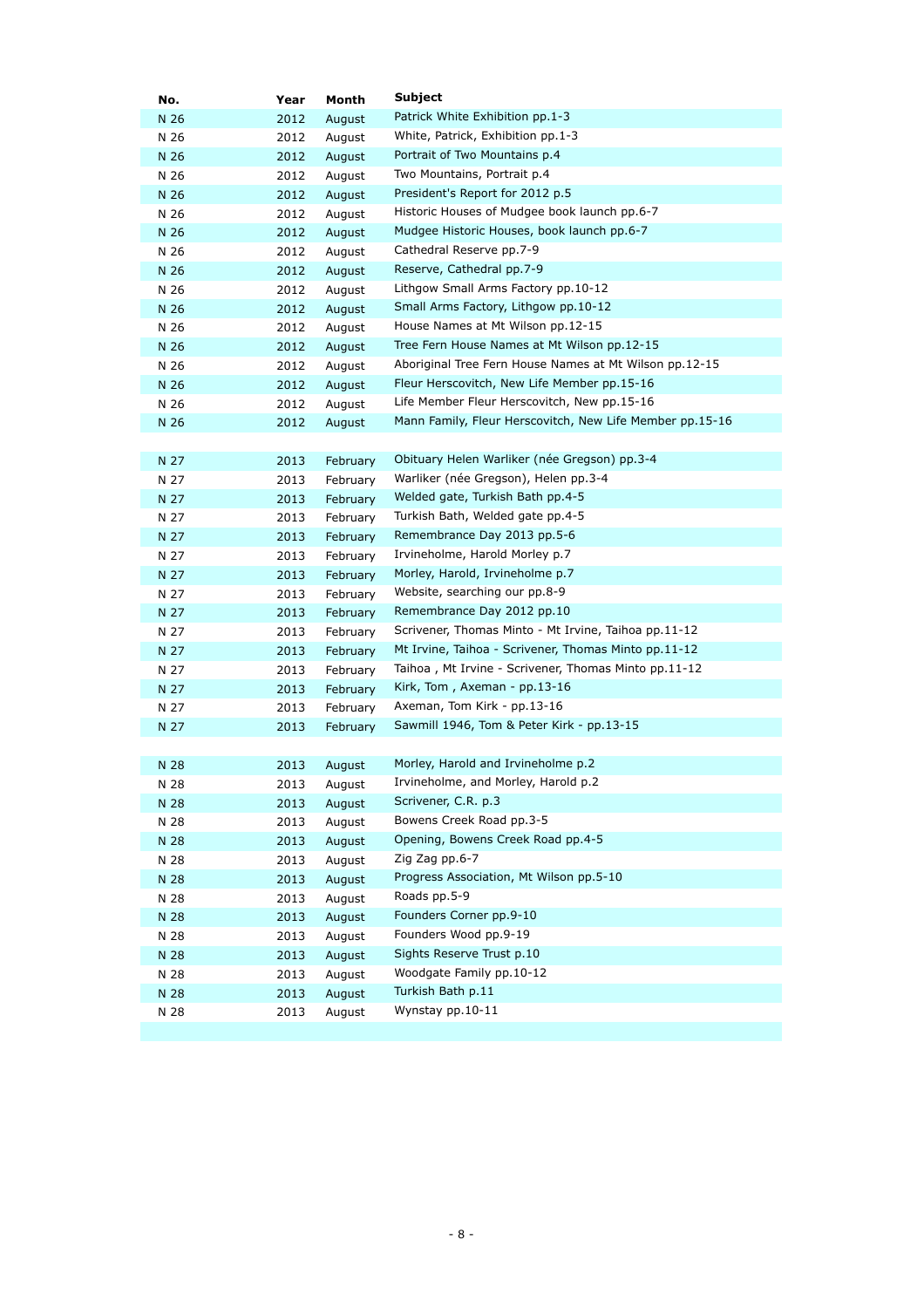| No. | Year | Month | Subject |
|---|---|---|---|
| N 26 | 2012 | August | Patrick White Exhibition pp.1-3 |
| N 26 | 2012 | August | White, Patrick, Exhibition pp.1-3 |
| N 26 | 2012 | August | Portrait of Two Mountains p.4 |
| N 26 | 2012 | August | Two Mountains, Portrait p.4 |
| N 26 | 2012 | August | President's Report for 2012 p.5 |
| N 26 | 2012 | August | Historic Houses of Mudgee book launch pp.6-7 |
| N 26 | 2012 | August | Mudgee Historic Houses, book launch pp.6-7 |
| N 26 | 2012 | August | Cathedral Reserve pp.7-9 |
| N 26 | 2012 | August | Reserve, Cathedral pp.7-9 |
| N 26 | 2012 | August | Lithgow Small Arms Factory pp.10-12 |
| N 26 | 2012 | August | Small Arms Factory, Lithgow pp.10-12 |
| N 26 | 2012 | August | House Names at Mt Wilson pp.12-15 |
| N 26 | 2012 | August | Tree Fern House Names at Mt Wilson pp.12-15 |
| N 26 | 2012 | August | Aboriginal Tree Fern House Names at Mt Wilson pp.12-15 |
| N 26 | 2012 | August | Fleur Herscovitch, New Life Member pp.15-16 |
| N 26 | 2012 | August | Life Member Fleur Herscovitch, New pp.15-16 |
| N 26 | 2012 | August | Mann Family, Fleur Herscovitch, New Life Member pp.15-16 |
| | | | |
| N 27 | 2013 | February | Obituary Helen Warliker (née Gregson) pp.3-4 |
| N 27 | 2013 | February | Warliker (née Gregson), Helen pp.3-4 |
| N 27 | 2013 | February | Welded gate, Turkish Bath pp.4-5 |
| N 27 | 2013 | February | Turkish Bath, Welded gate pp.4-5 |
| N 27 | 2013 | February | Remembrance Day 2013 pp.5-6 |
| N 27 | 2013 | February | Irvineholme, Harold Morley p.7 |
| N 27 | 2013 | February | Morley, Harold, Irvineholme p.7 |
| N 27 | 2013 | February | Website, searching our pp.8-9 |
| N 27 | 2013 | February | Remembrance Day 2012 pp.10 |
| N 27 | 2013 | February | Scrivener, Thomas Minto - Mt Irvine, Taihoa pp.11-12 |
| N 27 | 2013 | February | Mt Irvine, Taihoa - Scrivener, Thomas Minto pp.11-12 |
| N 27 | 2013 | February | Taihoa , Mt Irvine - Scrivener, Thomas Minto pp.11-12 |
| N 27 | 2013 | February | Kirk, Tom , Axeman - pp.13-16 |
| N 27 | 2013 | February | Axeman, Tom Kirk - pp.13-16 |
| N 27 | 2013 | February | Sawmill 1946, Tom & Peter Kirk - pp.13-15 |
| | | | |
| N 28 | 2013 | August | Morley, Harold and Irvineholme p.2 |
| N 28 | 2013 | August | Irvineholme, and Morley, Harold p.2 |
| N 28 | 2013 | August | Scrivener, C.R. p.3 |
| N 28 | 2013 | August | Bowens Creek Road pp.3-5 |
| N 28 | 2013 | August | Opening, Bowens Creek Road pp.4-5 |
| N 28 | 2013 | August | Zig Zag pp.6-7 |
| N 28 | 2013 | August | Progress Association, Mt Wilson pp.5-10 |
| N 28 | 2013 | August | Roads pp.5-9 |
| N 28 | 2013 | August | Founders Corner pp.9-10 |
| N 28 | 2013 | August | Founders Wood pp.9-19 |
| N 28 | 2013 | August | Sights Reserve Trust p.10 |
| N 28 | 2013 | August | Woodgate Family pp.10-12 |
| N 28 | 2013 | August | Turkish Bath p.11 |
| N 28 | 2013 | August | Wynstay pp.10-11 |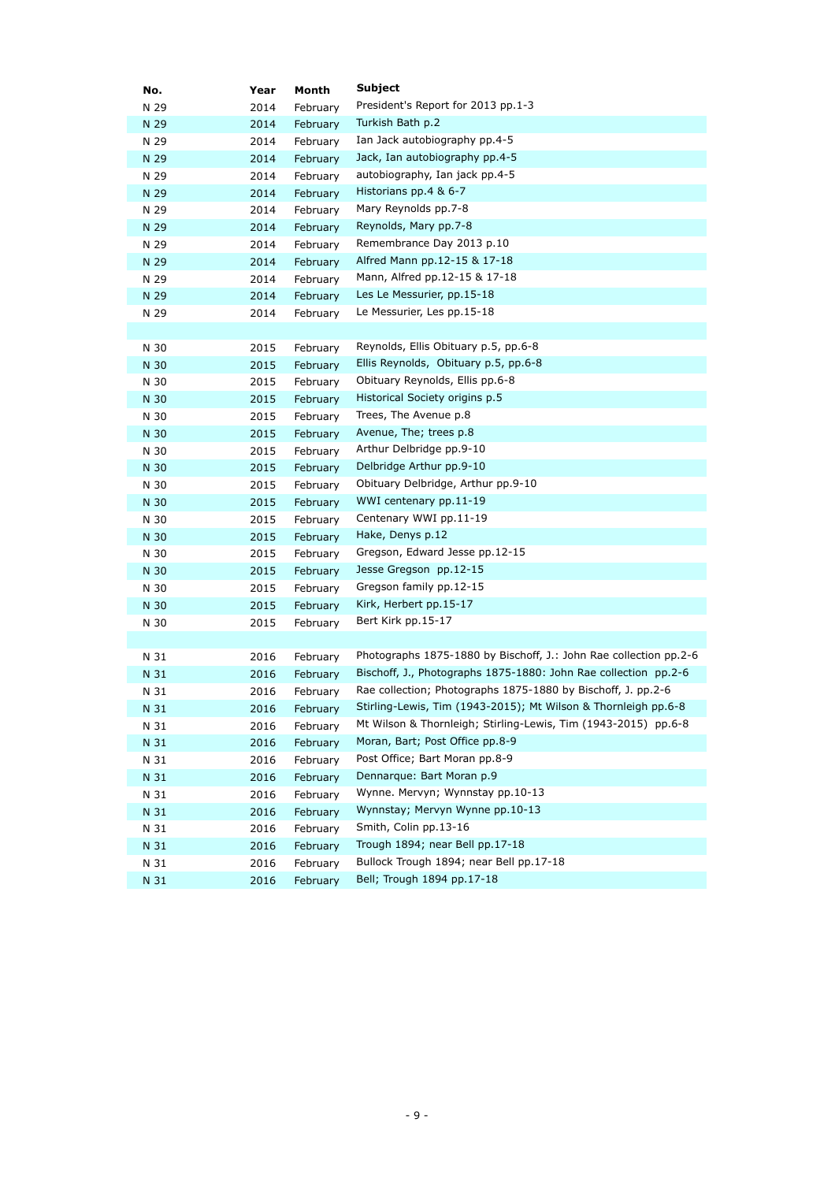| No. | Year | Month | Subject |
|---|---|---|---|
| N 29 | 2014 | February | President's Report for 2013 pp.1-3 |
| N 29 | 2014 | February | Turkish Bath p.2 |
| N 29 | 2014 | February | Ian Jack autobiography pp.4-5 |
| N 29 | 2014 | February | Jack, Ian autobiography pp.4-5 |
| N 29 | 2014 | February | autobiography, Ian jack pp.4-5 |
| N 29 | 2014 | February | Historians pp.4 & 6-7 |
| N 29 | 2014 | February | Mary Reynolds pp.7-8 |
| N 29 | 2014 | February | Reynolds, Mary pp.7-8 |
| N 29 | 2014 | February | Remembrance Day 2013 p.10 |
| N 29 | 2014 | February | Alfred Mann pp.12-15 & 17-18 |
| N 29 | 2014 | February | Mann, Alfred pp.12-15 & 17-18 |
| N 29 | 2014 | February | Les Le Messurier, pp.15-18 |
| N 29 | 2014 | February | Le Messurier, Les pp.15-18 |
| | | | |
| N 30 | 2015 | February | Reynolds, Ellis Obituary p.5, pp.6-8 |
| N 30 | 2015 | February | Ellis Reynolds, Obituary p.5, pp.6-8 |
| N 30 | 2015 | February | Obituary Reynolds, Ellis pp.6-8 |
| N 30 | 2015 | February | Historical Society origins p.5 |
| N 30 | 2015 | February | Trees, The Avenue p.8 |
| N 30 | 2015 | February | Avenue, The; trees p.8 |
| N 30 | 2015 | February | Arthur Delbridge pp.9-10 |
| N 30 | 2015 | February | Delbridge Arthur pp.9-10 |
| N 30 | 2015 | February | Obituary Delbridge, Arthur pp.9-10 |
| N 30 | 2015 | February | WWI centenary pp.11-19 |
| N 30 | 2015 | February | Centenary WWI pp.11-19 |
| N 30 | 2015 | February | Hake, Denys p.12 |
| N 30 | 2015 | February | Gregson, Edward Jesse pp.12-15 |
| N 30 | 2015 | February | Jesse Gregson pp.12-15 |
| N 30 | 2015 | February | Gregson family pp.12-15 |
| N 30 | 2015 | February | Kirk, Herbert pp.15-17 |
| N 30 | 2015 | February | Bert Kirk pp.15-17 |
| | | | |
| N 31 | 2016 | February | Photographs 1875-1880 by Bischoff, J.: John Rae collection pp.2-6 |
| N 31 | 2016 | February | Bischoff, J., Photographs 1875-1880: John Rae collection pp.2-6 |
| N 31 | 2016 | February | Rae collection; Photographs 1875-1880 by Bischoff, J. pp.2-6 |
| N 31 | 2016 | February | Stirling-Lewis, Tim (1943-2015); Mt Wilson & Thornleigh pp.6-8 |
| N 31 | 2016 | February | Mt Wilson & Thornleigh; Stirling-Lewis, Tim (1943-2015) pp.6-8 |
| N 31 | 2016 | February | Moran, Bart; Post Office pp.8-9 |
| N 31 | 2016 | February | Post Office; Bart Moran pp.8-9 |
| N 31 | 2016 | February | Dennarque: Bart Moran p.9 |
| N 31 | 2016 | February | Wynne. Mervyn; Wynnstay pp.10-13 |
| N 31 | 2016 | February | Wynnstay; Mervyn Wynne pp.10-13 |
| N 31 | 2016 | February | Smith, Colin pp.13-16 |
| N 31 | 2016 | February | Trough 1894; near Bell pp.17-18 |
| N 31 | 2016 | February | Bullock Trough 1894; near Bell pp.17-18 |
| N 31 | 2016 | February | Bell; Trough 1894 pp.17-18 |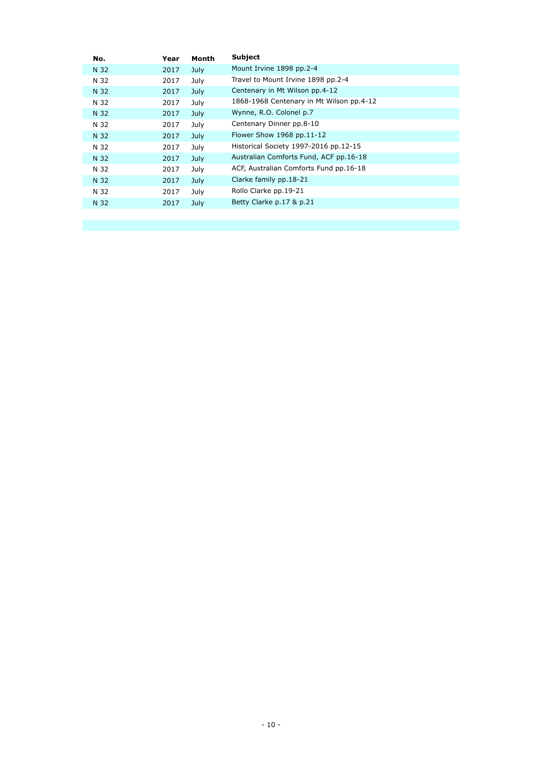| No. | Year | Month | Subject |
| --- | --- | --- | --- |
| N 32 | 2017 | July | Mount Irvine 1898 pp.2-4 |
| N 32 | 2017 | July | Travel to Mount Irvine 1898 pp.2-4 |
| N 32 | 2017 | July | Centenary in Mt Wilson pp.4-12 |
| N 32 | 2017 | July | 1868-1968 Centenary in Mt Wilson pp.4-12 |
| N 32 | 2017 | July | Wynne, R.O. Colonel p.7 |
| N 32 | 2017 | July | Centenary Dinner pp.8-10 |
| N 32 | 2017 | July | Flower Show 1968 pp.11-12 |
| N 32 | 2017 | July | Historical Society 1997-2016 pp.12-15 |
| N 32 | 2017 | July | Australian Comforts Fund, ACF pp.16-18 |
| N 32 | 2017 | July | ACF, Australian Comforts Fund pp.16-18 |
| N 32 | 2017 | July | Clarke family pp.18-21 |
| N 32 | 2017 | July | Rollo Clarke pp.19-21 |
| N 32 | 2017 | July | Betty Clarke p.17 & p.21 |